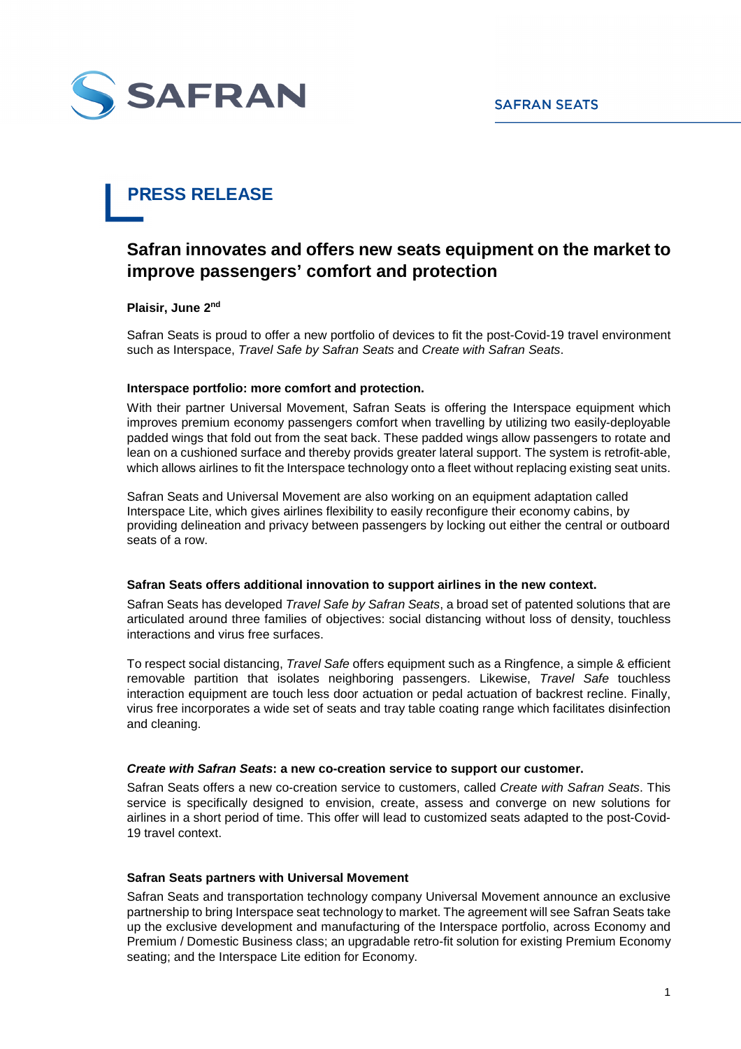SAFRAN

SAFRAN SEATS

# PRESS RELEASE

## Safran innovates and offers new seats equipment on the market to improve passengers' comfort and protection

**Plaisir, June 2nd**

Safran Seats is proud to offer a new portfolio of devices to fit the post-Covid-19 travel environment such as Interspace, *Travel Safe by Safran Seats* and *Create with Safran Seats*.

### Interspace portfolio: more comfort and protection.

With their partner Universal Movement, Safran Seats is offering the Interspace equipment which improves premium economy passengers comfort when travelling by utilizing two easily-deployable padded wings that fold out from the seat back. These padded wings allow passengers to rotate and lean on a cushioned surface and thereby provids greater lateral support. The system is retrofit-able, which allows airlines to fit the Interspace technology onto a fleet without replacing existing seat units.

Safran Seats and Universal Movement are also working on an equipment adaptation called Interspace Lite, which gives airlines flexibility to easily reconfigure their economy cabins, by providing delineation and privacy between passengers by locking out either the central or outboard seats of a row.

### Safran Seats offers additional innovation to support airlines in the new context.

Safran Seats has developed *Travel Safe by Safran Seats*, a broad set of patented solutions that are articulated around three families of objectives: social distancing without loss of density, touchless interactions and virus free surfaces.

To respect social distancing, *Travel Safe* offers equipment such as a Ringfence, a simple & efficient removable partition that isolates neighboring passengers. Likewise, *Travel Safe* touchless interaction equipment are touch less door actuation or pedal actuation of backrest recline. Finally, virus free incorporates a wide set of seats and tray table coating range which facilitates disinfection and cleaning.

### *Create with Safran Seats*: a new co-creation service to support our customer.

Safran Seats offers a new co-creation service to customers, called *Create with Safran Seats*. This service is specifically designed to envision, create, assess and converge on new solutions for airlines in a short period of time. This offer will lead to customized seats adapted to the post-Covid-19 travel context.

### Safran Seats partners with Universal Movement

Safran Seats and transportation technology company Universal Movement announce an exclusive partnership to bring Interspace seat technology to market. The agreement will see Safran Seats take up the exclusive development and manufacturing of the Interspace portfolio, across Economy and Premium / Domestic Business class; an upgradable retro-fit solution for existing Premium Economy seating; and the Interspace Lite edition for Economy.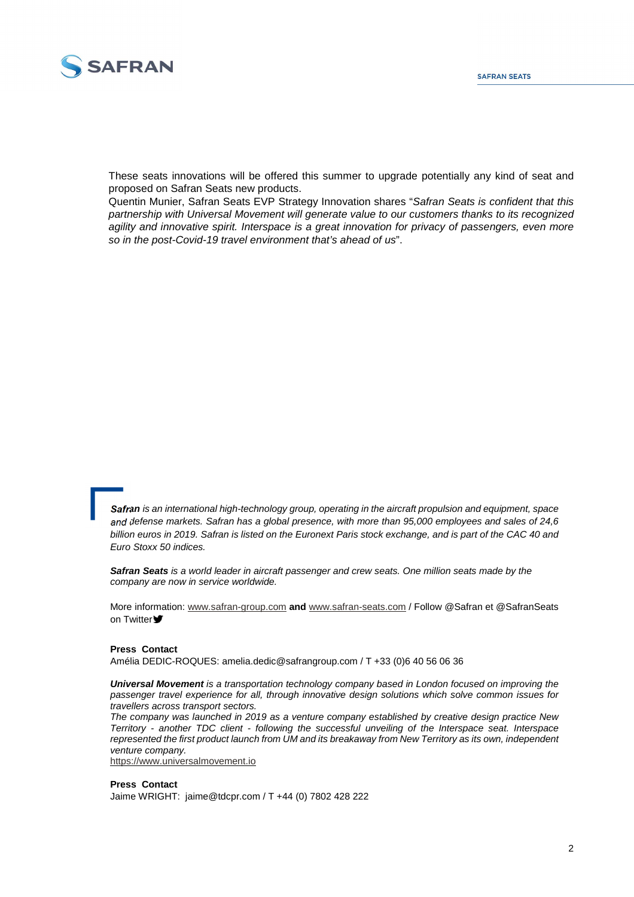These seats innovations will be offered this summer to upgrade potentially any kind of seat and proposed on Safran Seats new products.

Quentin Munier, Safran Seats EVP Strategy Innovation shares "*Safran Seats is confident that this partnership with Universal Movement will generate value to our customers thanks to its recognized agility and innovative spirit. Interspace is a great innovation for privacy of passengers, even more so in the post-Covid-19 travel environment that's ahead of us*".

***Safran** is an international high-technology group, operating in the aircraft propulsion and equipment, space and defense markets. Safran has a global presence, with more than 95,000 employees and sales of 24,6 billion euros in 2019. Safran is listed on the Euronext Paris stock exchange, and is part of the CAC 40 and Euro Stoxx 50 indices.*

***Safran Seats** is a world leader in aircraft passenger and crew seats. One million seats made by the company are now in service worldwide.*

More information: www.safran-group.com **and** www.safran-seats.com / Follow @Safran et @SafranSeats on Twitter

**Press Contact**

Amélia DEDIC-ROQUES: amelia.dedic@safrangroup.com / T +33 (0)6 40 56 06 36

***Universal Movement** is a transportation technology company based in London focused on improving the passenger travel experience for all, through innovative design solutions which solve common issues for travellers across transport sectors.*

*The company was launched in 2019 as a venture company established by creative design practice New Territory - another TDC client - following the successful unveiling of the Interspace seat. Interspace represented the first product launch from UM and its breakaway from New Territory as its own, independent venture company.*

https://www.universalmovement.io

**Press Contact**

Jaime WRIGHT: jaime@tdcpr.com / T +44 (0) 7802 428 222